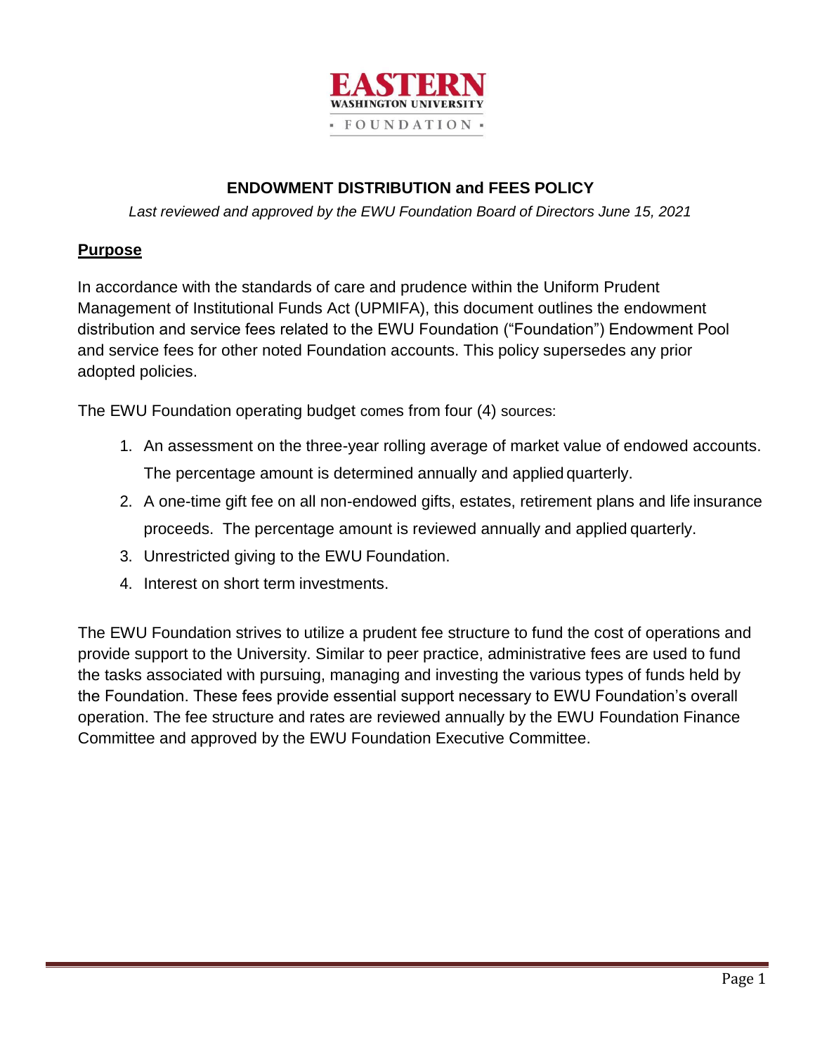EASTERN
WASHINGTON UNIVERSITY
FOUNDATION

# ENDOWMENT DISTRIBUTION and FEES POLICY

*Last reviewed and approved by the EWU Foundation Board of Directors June 15, 2021*

## Purpose

In accordance with the standards of care and prudence within the Uniform Prudent Management of Institutional Funds Act (UPMIFA), this document outlines the endowment distribution and service fees related to the EWU Foundation ("Foundation") Endowment Pool and service fees for other noted Foundation accounts. This policy supersedes any prior adopted policies.

The EWU Foundation operating budget comes from four (4) sources:

1. An assessment on the three-year rolling average of market value of endowed accounts. The percentage amount is determined annually and applied quarterly.
2. A one-time gift fee on all non-endowed gifts, estates, retirement plans and life insurance proceeds. The percentage amount is reviewed annually and applied quarterly.
3. Unrestricted giving to the EWU Foundation.
4. Interest on short term investments.

The EWU Foundation strives to utilize a prudent fee structure to fund the cost of operations and provide support to the University. Similar to peer practice, administrative fees are used to fund the tasks associated with pursuing, managing and investing the various types of funds held by the Foundation. These fees provide essential support necessary to EWU Foundation's overall operation. The fee structure and rates are reviewed annually by the EWU Foundation Finance Committee and approved by the EWU Foundation Executive Committee.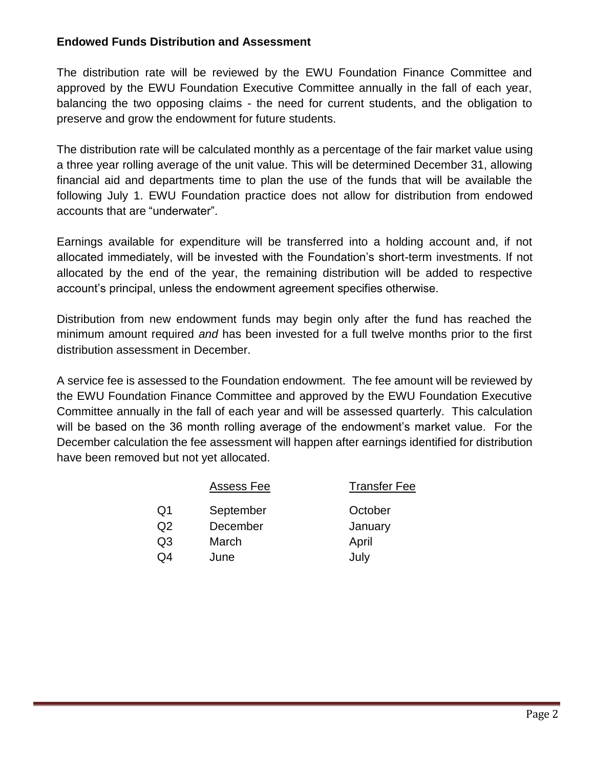**Endowed Funds Distribution and Assessment**

The distribution rate will be reviewed by the EWU Foundation Finance Committee and approved by the EWU Foundation Executive Committee annually in the fall of each year, balancing the two opposing claims - the need for current students, and the obligation to preserve and grow the endowment for future students.

The distribution rate will be calculated monthly as a percentage of the fair market value using a three year rolling average of the unit value. This will be determined December 31, allowing financial aid and departments time to plan the use of the funds that will be available the following July 1. EWU Foundation practice does not allow for distribution from endowed accounts that are "underwater".

Earnings available for expenditure will be transferred into a holding account and, if not allocated immediately, will be invested with the Foundation's short-term investments. If not allocated by the end of the year, the remaining distribution will be added to respective account's principal, unless the endowment agreement specifies otherwise.

Distribution from new endowment funds may begin only after the fund has reached the minimum amount required *and* has been invested for a full twelve months prior to the first distribution assessment in December.

A service fee is assessed to the Foundation endowment. The fee amount will be reviewed by the EWU Foundation Finance Committee and approved by the EWU Foundation Executive Committee annually in the fall of each year and will be assessed quarterly. This calculation will be based on the 36 month rolling average of the endowment's market value. For the December calculation the fee assessment will happen after earnings identified for distribution have been removed but not yet allocated.

| | Assess Fee | Transfer Fee |
|---|---|---|
| Q1 | September | October |
| Q2 | December | January |
| Q3 | March | April |
| Q4 | June | July |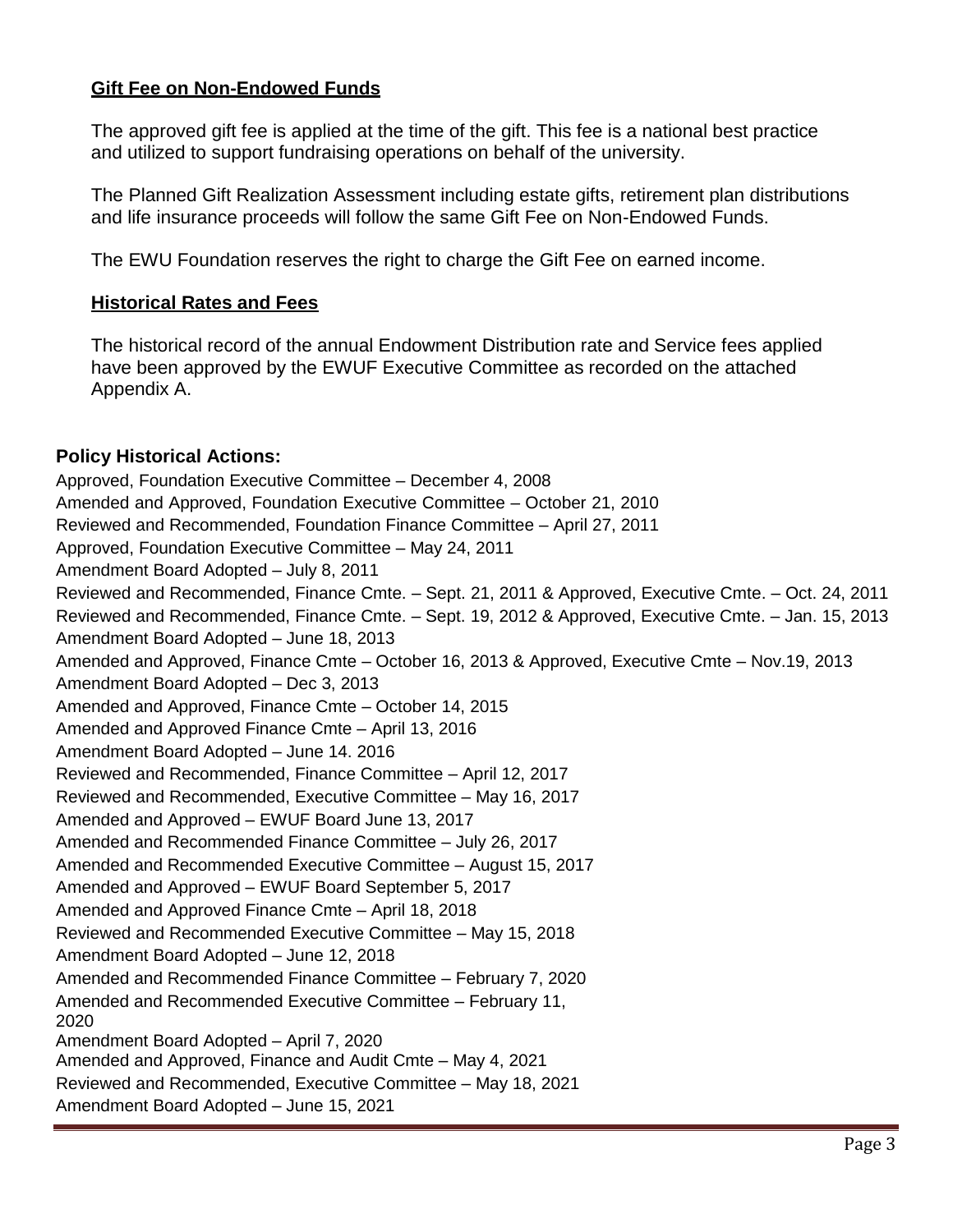## Gift Fee on Non-Endowed Funds

The approved gift fee is applied at the time of the gift. This fee is a national best practice and utilized to support fundraising operations on behalf of the university.

The Planned Gift Realization Assessment including estate gifts, retirement plan distributions and life insurance proceeds will follow the same Gift Fee on Non-Endowed Funds.

The EWU Foundation reserves the right to charge the Gift Fee on earned income.

## Historical Rates and Fees

The historical record of the annual Endowment Distribution rate and Service fees applied have been approved by the EWUF Executive Committee as recorded on the attached Appendix A.

### Policy Historical Actions:

Approved, Foundation Executive Committee – December 4, 2008
Amended and Approved, Foundation Executive Committee – October 21, 2010
Reviewed and Recommended, Foundation Finance Committee – April 27, 2011
Approved, Foundation Executive Committee – May 24, 2011
Amendment Board Adopted – July 8, 2011
Reviewed and Recommended, Finance Cmte. – Sept. 21, 2011 & Approved, Executive Cmte. – Oct. 24, 2011
Reviewed and Recommended, Finance Cmte. – Sept. 19, 2012 & Approved, Executive Cmte. – Jan. 15, 2013
Amendment Board Adopted – June 18, 2013
Amended and Approved, Finance Cmte – October 16, 2013 & Approved, Executive Cmte – Nov.19, 2013
Amendment Board Adopted – Dec 3, 2013
Amended and Approved, Finance Cmte – October 14, 2015
Amended and Approved Finance Cmte – April 13, 2016
Amendment Board Adopted – June 14. 2016
Reviewed and Recommended, Finance Committee – April 12, 2017
Reviewed and Recommended, Executive Committee – May 16, 2017
Amended and Approved – EWUF Board June 13, 2017
Amended and Recommended Finance Committee – July 26, 2017
Amended and Recommended Executive Committee – August 15, 2017
Amended and Approved – EWUF Board September 5, 2017
Amended and Approved Finance Cmte – April 18, 2018
Reviewed and Recommended Executive Committee – May 15, 2018
Amendment Board Adopted – June 12, 2018
Amended and Recommended Finance Committee – February 7, 2020
Amended and Recommended Executive Committee – February 11, 2020
Amendment Board Adopted – April 7, 2020
Amended and Approved, Finance and Audit Cmte – May 4, 2021
Reviewed and Recommended, Executive Committee – May 18, 2021
Amendment Board Adopted – June 15, 2021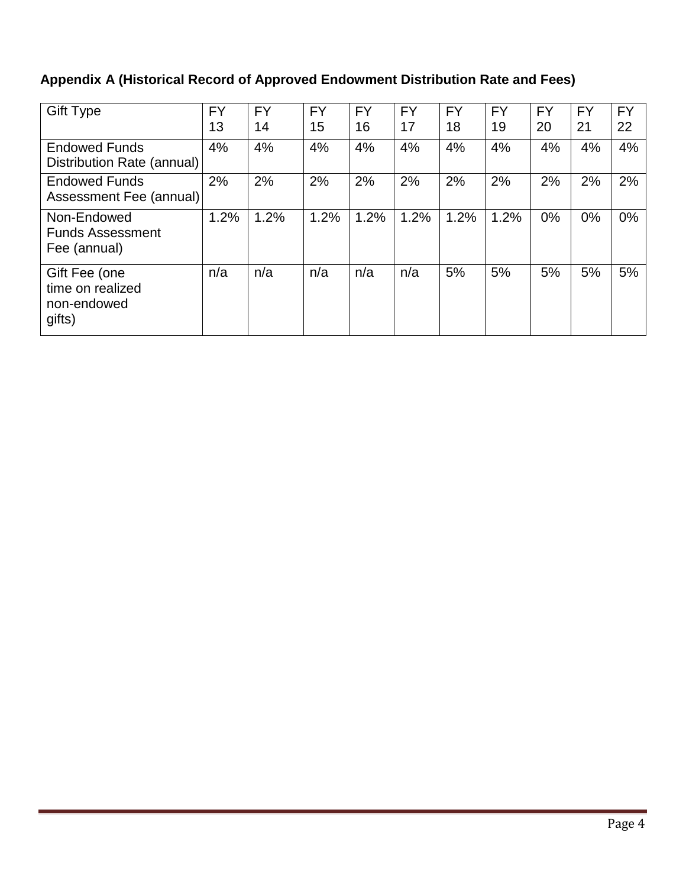**Appendix A (Historical Record of Approved Endowment Distribution Rate and Fees)**

| Gift Type | FY 13 | FY 14 | FY 15 | FY 16 | FY 17 | FY 18 | FY 19 | FY 20 | FY 21 | FY 22 |
|---|---|---|---|---|---|---|---|---|---|---|
| Endowed Funds Distribution Rate (annual) | 4% | 4% | 4% | 4% | 4% | 4% | 4% | 4% | 4% | 4% |
| Endowed Funds Assessment Fee (annual) | 2% | 2% | 2% | 2% | 2% | 2% | 2% | 2% | 2% | 2% |
| Non-Endowed Funds Assessment Fee (annual) | 1.2% | 1.2% | 1.2% | 1.2% | 1.2% | 1.2% | 1.2% | 0% | 0% | 0% |
| Gift Fee (one time on realized non-endowed gifts) | n/a | n/a | n/a | n/a | n/a | 5% | 5% | 5% | 5% | 5% |